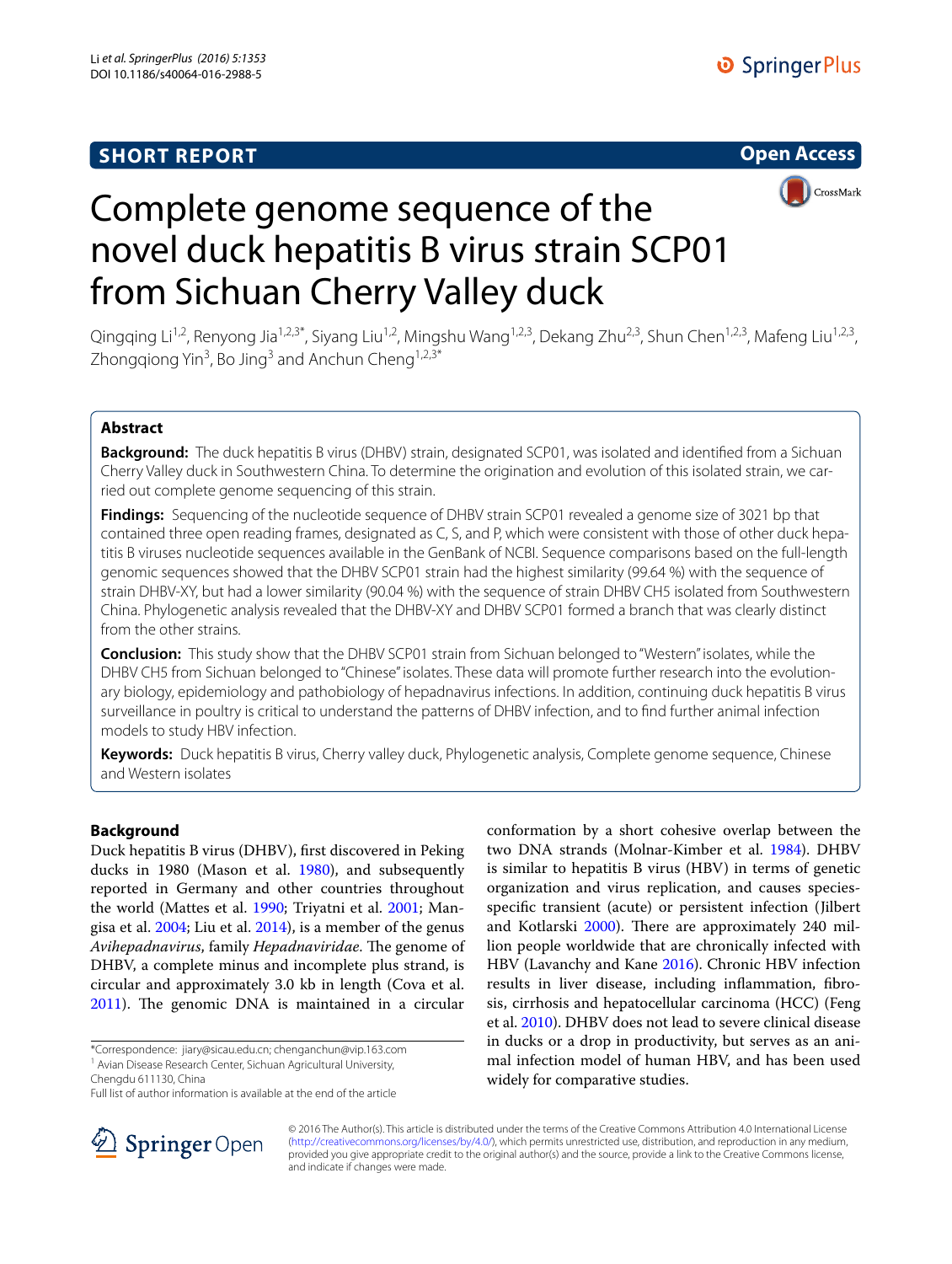SHORT REPORT

Open Access

# Complete genome sequence of the novel duck hepatitis B virus strain SCP01 from Sichuan Cherry Valley duck

Qingqing Li[1,2], Renyong Jia[1,2,3*], Siyang Liu[1,2], Mingshu Wang[1,2,3], Dekang Zhu[2,3], Shun Chen[1,2,3], Mafeng Liu[1,2,3], Zhongqiong Yin[3], Bo Jing[3] and Anchun Cheng[1,2,3*]

## Abstract

**Background:** The duck hepatitis B virus (DHBV) strain, designated SCP01, was isolated and identified from a Sichuan Cherry Valley duck in Southwestern China. To determine the origination and evolution of this isolated strain, we carried out complete genome sequencing of this strain.

**Findings:** Sequencing of the nucleotide sequence of DHBV strain SCP01 revealed a genome size of 3021 bp that contained three open reading frames, designated as C, S, and P, which were consistent with those of other duck hepatitis B viruses nucleotide sequences available in the GenBank of NCBI. Sequence comparisons based on the full-length genomic sequences showed that the DHBV SCP01 strain had the highest similarity (99.64 %) with the sequence of strain DHBV-XY, but had a lower similarity (90.04 %) with the sequence of strain DHBV CH5 isolated from Southwestern China. Phylogenetic analysis revealed that the DHBV-XY and DHBV SCP01 formed a branch that was clearly distinct from the other strains.

**Conclusion:** This study show that the DHBV SCP01 strain from Sichuan belonged to "Western" isolates, while the DHBV CH5 from Sichuan belonged to "Chinese" isolates. These data will promote further research into the evolutionary biology, epidemiology and pathobiology of hepadnavirus infections. In addition, continuing duck hepatitis B virus surveillance in poultry is critical to understand the patterns of DHBV infection, and to find further animal infection models to study HBV infection.

**Keywords:** Duck hepatitis B virus, Cherry valley duck, Phylogenetic analysis, Complete genome sequence, Chinese and Western isolates

## Background

Duck hepatitis B virus (DHBV), first discovered in Peking ducks in 1980 (Mason et al. 1980), and subsequently reported in Germany and other countries throughout the world (Mattes et al. 1990; Triyatni et al. 2001; Mangisa et al. 2004; Liu et al. 2014), is a member of the genus *Avihepadnavirus*, family *Hepadnaviridae*. The genome of DHBV, a complete minus and incomplete plus strand, is circular and approximately 3.0 kb in length (Cova et al. 2011). The genomic DNA is maintained in a circular conformation by a short cohesive overlap between the two DNA strands (Molnar-Kimber et al. 1984). DHBV is similar to hepatitis B virus (HBV) in terms of genetic organization and virus replication, and causes species-specific transient (acute) or persistent infection (Jilbert and Kotlarski 2000). There are approximately 240 million people worldwide that are chronically infected with HBV (Lavanchy and Kane 2016). Chronic HBV infection results in liver disease, including inflammation, fibrosis, cirrhosis and hepatocellular carcinoma (HCC) (Feng et al. 2010). DHBV does not lead to severe clinical disease in ducks or a drop in productivity, but serves as an animal infection model of human HBV, and has been used widely for comparative studies.

*Correspondence: jiary@sicau.edu.cn; chenganchun@vip.163.com
[1] Avian Disease Research Center, Sichuan Agricultural University, Chengdu 611130, China
Full list of author information is available at the end of the article

© 2016 The Author(s). This article is distributed under the terms of the Creative Commons Attribution 4.0 International License (http://creativecommons.org/licenses/by/4.0/), which permits unrestricted use, distribution, and reproduction in any medium, provided you give appropriate credit to the original author(s) and the source, provide a link to the Creative Commons license, and indicate if changes were made.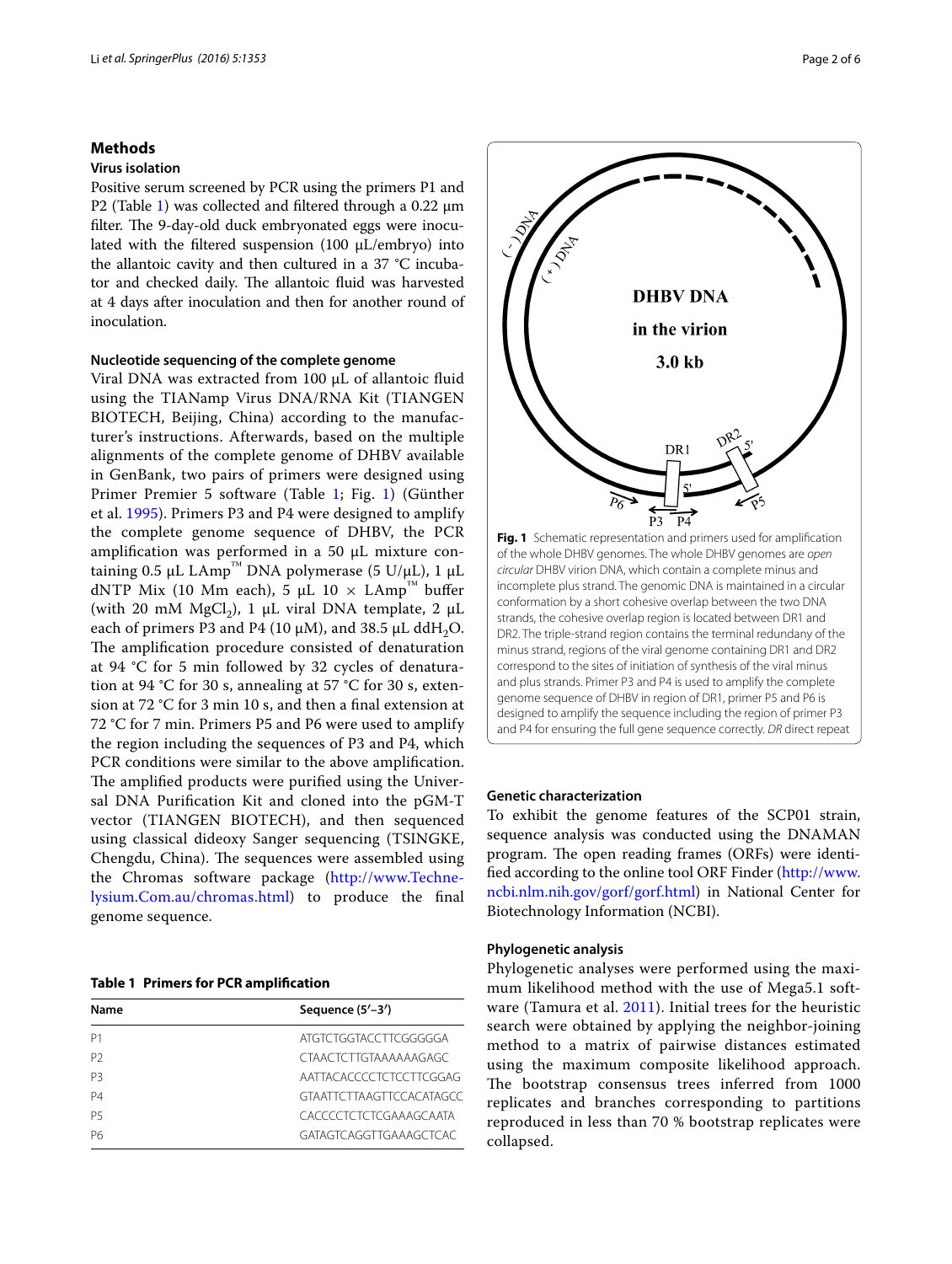## Methods

### Virus isolation

Positive serum screened by PCR using the primers P1 and P2 (Table 1) was collected and filtered through a 0.22 μm filter. The 9-day-old duck embryonated eggs were inoculated with the filtered suspension (100 μL/embryo) into the allantoic cavity and then cultured in a 37 °C incubator and checked daily. The allantoic fluid was harvested at 4 days after inoculation and then for another round of inoculation.

### Nucleotide sequencing of the complete genome

Viral DNA was extracted from 100 μL of allantoic fluid using the TIANamp Virus DNA/RNA Kit (TIANGEN BIOTECH, Beijing, China) according to the manufacturer's instructions. Afterwards, based on the multiple alignments of the complete genome of DHBV available in GenBank, two pairs of primers were designed using Primer Premier 5 software (Table 1; Fig. 1) (Günther et al. 1995). Primers P3 and P4 were designed to amplify the complete genome sequence of DHBV, the PCR amplification was performed in a 50 μL mixture containing 0.5 μL LAmp™ DNA polymerase (5 U/μL), 1 μL dNTP Mix (10 Mm each), 5 μL 10 × LAmp™ buffer (with 20 mM $MgCl_2$), 1 μL viral DNA template, 2 μL each of primers P3 and P4 (10 μM), and 38.5 μL $ddH_2O$. The amplification procedure consisted of denaturation at 94 °C for 5 min followed by 32 cycles of denaturation at 94 °C for 30 s, annealing at 57 °C for 30 s, extension at 72 °C for 3 min 10 s, and then a final extension at 72 °C for 7 min. Primers P5 and P6 were used to amplify the region including the sequences of P3 and P4, which PCR conditions were similar to the above amplification. The amplified products were purified using the Universal DNA Purification Kit and cloned into the pGM-T vector (TIANGEN BIOTECH), and then sequenced using classical dideoxy Sanger sequencing (TSINGKE, Chengdu, China). The sequences were assembled using the Chromas software package (http://www.Technelysium.Com.au/chromas.html) to produce the final genome sequence.

**Table 1 Primers for PCR amplification**

| Name | Sequence (5′–3′) |
|---|---|
| P1 | ATGTCTGGTACCTTCGGGGGA |
| P2 | CTAACTCTTGTAAAAAAGAGC |
| P3 | AATTACACCCCTCTCCTTCGGAG |
| P4 | GTAATTCTTAAGTTCCACATAGCC |
| P5 | CACCCCTCTCTCGAAAGCAATA |
| P6 | GATAGTCAGGTTGAAAGCTCAC |

**Fig. 1** Schematic representation and primers used for amplification of the whole DHBV genomes. The whole DHBV genomes are *open circular* DHBV virion DNA, which contain a complete minus and incomplete plus strand. The genomic DNA is maintained in a circular conformation by a short cohesive overlap between the two DNA strands, the cohesive overlap region is located between DR1 and DR2. The triple-strand region contains the terminal redundany of the minus strand, regions of the viral genome containing DR1 and DR2 correspond to the sites of initiation of synthesis of the viral minus and plus strands. Primer P3 and P4 is used to amplify the complete genome sequence of DHBV in region of DR1, primer P5 and P6 is designed to amplify the sequence including the region of primer P3 and P4 for ensuring the full gene sequence correctly. *DR* direct repeat

### Genetic characterization

To exhibit the genome features of the SCP01 strain, sequence analysis was conducted using the DNAMAN program. The open reading frames (ORFs) were identified according to the online tool ORF Finder (http://www.ncbi.nlm.nih.gov/gorf/gorf.html) in National Center for Biotechnology Information (NCBI).

### Phylogenetic analysis

Phylogenetic analyses were performed using the maximum likelihood method with the use of Mega5.1 software (Tamura et al. 2011). Initial trees for the heuristic search were obtained by applying the neighbor-joining method to a matrix of pairwise distances estimated using the maximum composite likelihood approach. The bootstrap consensus trees inferred from 1000 replicates and branches corresponding to partitions reproduced in less than 70 % bootstrap replicates were collapsed.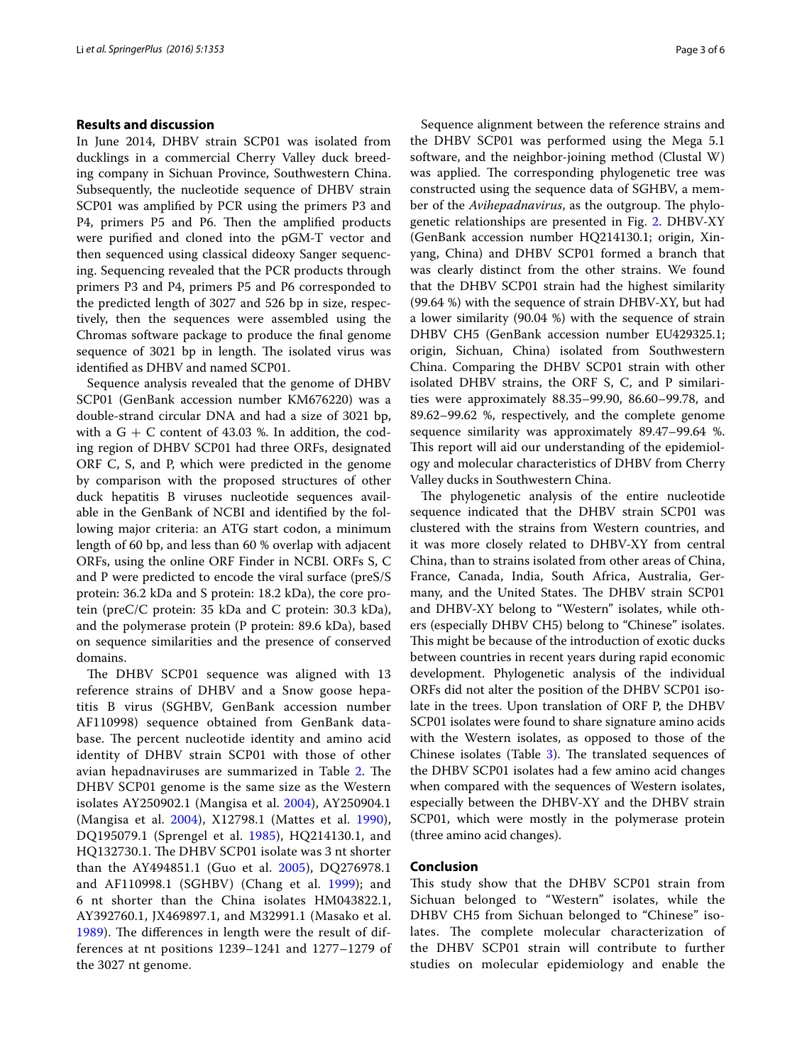## Results and discussion

In June 2014, DHBV strain SCP01 was isolated from ducklings in a commercial Cherry Valley duck breeding company in Sichuan Province, Southwestern China. Subsequently, the nucleotide sequence of DHBV strain SCP01 was amplified by PCR using the primers P3 and P4, primers P5 and P6. Then the amplified products were purified and cloned into the pGM-T vector and then sequenced using classical dideoxy Sanger sequencing. Sequencing revealed that the PCR products through primers P3 and P4, primers P5 and P6 corresponded to the predicted length of 3027 and 526 bp in size, respectively, then the sequences were assembled using the Chromas software package to produce the final genome sequence of 3021 bp in length. The isolated virus was identified as DHBV and named SCP01.

Sequence analysis revealed that the genome of DHBV SCP01 (GenBank accession number KM676220) was a double-strand circular DNA and had a size of 3021 bp, with a G + C content of 43.03 %. In addition, the coding region of DHBV SCP01 had three ORFs, designated ORF C, S, and P, which were predicted in the genome by comparison with the proposed structures of other duck hepatitis B viruses nucleotide sequences available in the GenBank of NCBI and identified by the following major criteria: an ATG start codon, a minimum length of 60 bp, and less than 60 % overlap with adjacent ORFs, using the online ORF Finder in NCBI. ORFs S, C and P were predicted to encode the viral surface (preS/S protein: 36.2 kDa and S protein: 18.2 kDa), the core protein (preC/C protein: 35 kDa and C protein: 30.3 kDa), and the polymerase protein (P protein: 89.6 kDa), based on sequence similarities and the presence of conserved domains.

The DHBV SCP01 sequence was aligned with 13 reference strains of DHBV and a Snow goose hepatitis B virus (SGHBV, GenBank accession number AF110998) sequence obtained from GenBank database. The percent nucleotide identity and amino acid identity of DHBV strain SCP01 with those of other avian hepadnaviruses are summarized in Table 2. The DHBV SCP01 genome is the same size as the Western isolates AY250902.1 (Mangisa et al. 2004), AY250904.1 (Mangisa et al. 2004), X12798.1 (Mattes et al. 1990), DQ195079.1 (Sprengel et al. 1985), HQ214130.1, and HQ132730.1. The DHBV SCP01 isolate was 3 nt shorter than the AY494851.1 (Guo et al. 2005), DQ276978.1 and AF110998.1 (SGHBV) (Chang et al. 1999); and 6 nt shorter than the China isolates HM043822.1, AY392760.1, JX469897.1, and M32991.1 (Masako et al. 1989). The differences in length were the result of differences at nt positions 1239–1241 and 1277–1279 of the 3027 nt genome.

Sequence alignment between the reference strains and the DHBV SCP01 was performed using the Mega 5.1 software, and the neighbor-joining method (Clustal W) was applied. The corresponding phylogenetic tree was constructed using the sequence data of SGHBV, a member of the *Avihepadnavirus*, as the outgroup. The phylogenetic relationships are presented in Fig. 2. DHBV-XY (GenBank accession number HQ214130.1; origin, Xinyang, China) and DHBV SCP01 formed a branch that was clearly distinct from the other strains. We found that the DHBV SCP01 strain had the highest similarity (99.64 %) with the sequence of strain DHBV-XY, but had a lower similarity (90.04 %) with the sequence of strain DHBV CH5 (GenBank accession number EU429325.1; origin, Sichuan, China) isolated from Southwestern China. Comparing the DHBV SCP01 strain with other isolated DHBV strains, the ORF S, C, and P similarities were approximately 88.35–99.90, 86.60–99.78, and 89.62–99.62 %, respectively, and the complete genome sequence similarity was approximately 89.47–99.64 %. This report will aid our understanding of the epidemiology and molecular characteristics of DHBV from Cherry Valley ducks in Southwestern China.

The phylogenetic analysis of the entire nucleotide sequence indicated that the DHBV strain SCP01 was clustered with the strains from Western countries, and it was more closely related to DHBV-XY from central China, than to strains isolated from other areas of China, France, Canada, India, South Africa, Australia, Germany, and the United States. The DHBV strain SCP01 and DHBV-XY belong to "Western" isolates, while others (especially DHBV CH5) belong to "Chinese" isolates. This might be because of the introduction of exotic ducks between countries in recent years during rapid economic development. Phylogenetic analysis of the individual ORFs did not alter the position of the DHBV SCP01 isolate in the trees. Upon translation of ORF P, the DHBV SCP01 isolates were found to share signature amino acids with the Western isolates, as opposed to those of the Chinese isolates (Table 3). The translated sequences of the DHBV SCP01 isolates had a few amino acid changes when compared with the sequences of Western isolates, especially between the DHBV-XY and the DHBV strain SCP01, which were mostly in the polymerase protein (three amino acid changes).

## Conclusion

This study show that the DHBV SCP01 strain from Sichuan belonged to "Western" isolates, while the DHBV CH5 from Sichuan belonged to "Chinese" isolates. The complete molecular characterization of the DHBV SCP01 strain will contribute to further studies on molecular epidemiology and enable the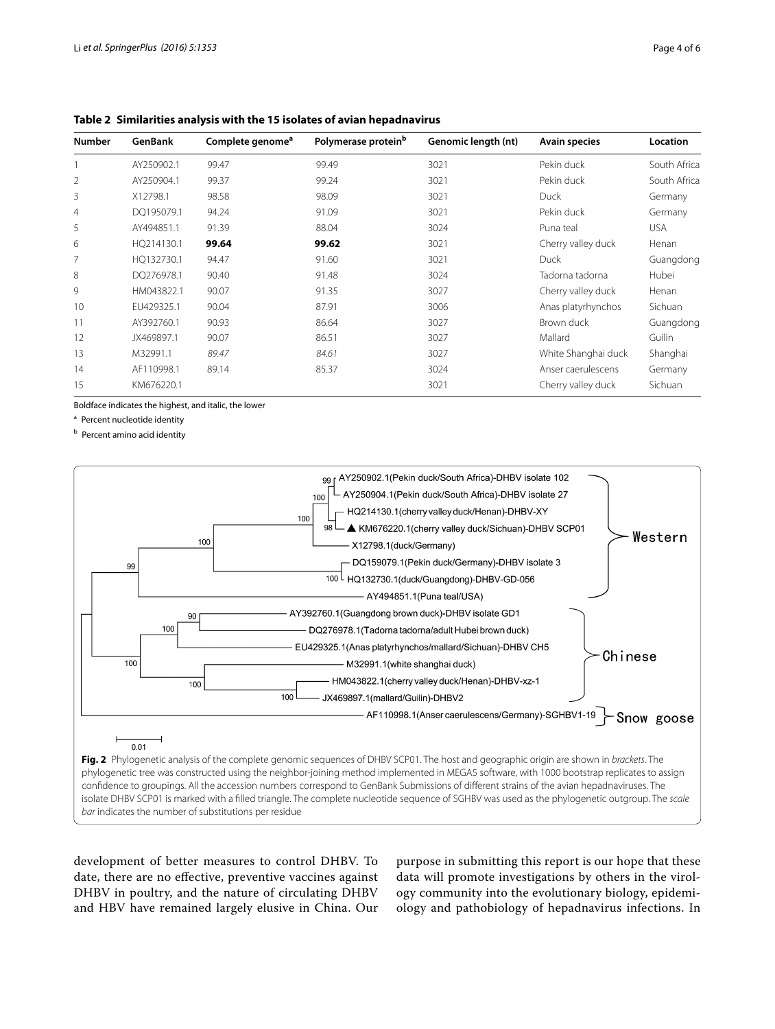**Table 2 Similarities analysis with the 15 isolates of avian hepadnavirus**

| Number | GenBank | Complete genome[a] | Polymerase protein[b] | Genomic length (nt) | Avain species | Location |
|---|---|---|---|---|---|---|
| 1 | AY250902.1 | 99.47 | 99.49 | 3021 | Pekin duck | South Africa |
| 2 | AY250904.1 | 99.37 | 99.24 | 3021 | Pekin duck | South Africa |
| 3 | X12798.1 | 98.58 | 98.09 | 3021 | Duck | Germany |
| 4 | DQ195079.1 | 94.24 | 91.09 | 3021 | Pekin duck | Germany |
| 5 | AY494851.1 | 91.39 | 88.04 | 3024 | Puna teal | USA |
| 6 | HQ214130.1 | **99.64** | **99.62** | 3021 | Cherry valley duck | Henan |
| 7 | HQ132730.1 | 94.47 | 91.60 | 3021 | Duck | Guangdong |
| 8 | DQ276978.1 | 90.40 | 91.48 | 3024 | Tadorna tadorna | Hubei |
| 9 | HM043822.1 | 90.07 | 91.35 | 3027 | Cherry valley duck | Henan |
| 10 | EU429325.1 | 90.04 | 87.91 | 3006 | Anas platyrhynchos | Sichuan |
| 11 | AY392760.1 | 90.93 | 86.64 | 3027 | Brown duck | Guangdong |
| 12 | JX469897.1 | 90.07 | 86.51 | 3027 | Mallard | Guilin |
| 13 | M32991.1 | *89.47* | *84.61* | 3027 | White Shanghai duck | Shanghai |
| 14 | AF110998.1 | 89.14 | 85.37 | 3024 | Anser caerulescens | Germany |
| 15 | KM676220.1 | | | 3021 | Cherry valley duck | Sichuan |

Boldface indicates the highest, and italic, the lower

[a] Percent nucleotide identity

[b] Percent amino acid identity

**Fig. 2** Phylogenetic analysis of the complete genomic sequences of DHBV SCP01. The host and geographic origin are shown in *brackets*. The phylogenetic tree was constructed using the neighbor-joining method implemented in MEGA5 software, with 1000 bootstrap replicates to assign confidence to groupings. All the accession numbers correspond to GenBank Submissions of different strains of the avian hepadnaviruses. The isolate DHBV SCP01 is marked with a filled triangle. The complete nucleotide sequence of SGHBV was used as the phylogenetic outgroup. The *scale bar* indicates the number of substitutions per residue

development of better measures to control DHBV. To date, there are no effective, preventive vaccines against DHBV in poultry, and the nature of circulating DHBV and HBV have remained largely elusive in China. Our purpose in submitting this report is our hope that these data will promote investigations by others in the virology community into the evolutionary biology, epidemiology and pathobiology of hepadnavirus infections. In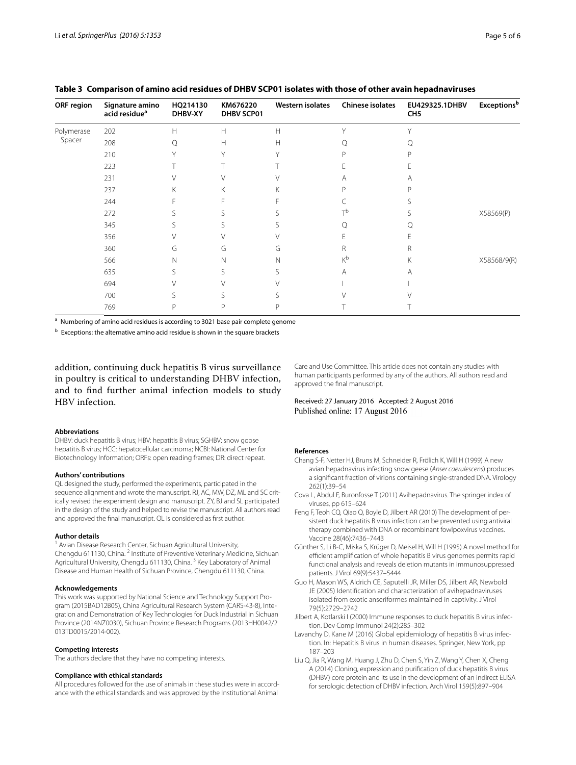**Table 3 Comparison of amino acid residues of DHBV SCP01 isolates with those of other avain hepadnaviruses**

| ORF region | Signature amino acid residue[a] | HQ214130 DHBV-XY | KM676220 DHBV SCP01 | Western isolates | Chinese isolates | EU429325.1DHBV CH5 | Exceptions[b] |
|---|---|---|---|---|---|---|---|
| Polymerase Spacer | 202 | H | H | H | Y | Y | |
| | 208 | Q | H | H | Q | Q | |
| | 210 | Y | Y | Y | P | P | |
| | 223 | T | T | T | E | E | |
| | 231 | V | V | V | A | A | |
| | 237 | K | K | K | P | P | |
| | 244 | F | F | F | C | S | |
| | 272 | S | S | S | T[b] | S | X58569(P) |
| | 345 | S | S | S | Q | Q | |
| | 356 | V | V | V | E | E | |
| | 360 | G | G | G | R | R | |
| | 566 | N | N | N | K[b] | K | X58568/9(R) |
| | 635 | S | S | S | A | A | |
| | 694 | V | V | V | I | I | |
| | 700 | S | S | S | V | V | |
| | 769 | P | P | P | T | T | |

[a] Numbering of amino acid residues is according to 3021 base pair complete genome

[b] Exceptions: the alternative amino acid residue is shown in the square brackets

addition, continuing duck hepatitis B virus surveillance in poultry is critical to understanding DHBV infection, and to find further animal infection models to study HBV infection.

#### Abbreviations
DHBV: duck hepatitis B virus; HBV: hepatitis B virus; SGHBV: snow goose hepatitis B virus; HCC: hepatocellular carcinoma; NCBI: National Center for Biotechnology Information; ORFs: open reading frames; DR: direct repeat.

#### Authors' contributions
QL designed the study, performed the experiments, participated in the sequence alignment and wrote the manuscript. RJ, AC, MW, DZ, ML and SC critically revised the experiment design and manuscript. ZY, BJ and SL participated in the design of the study and helped to revise the manuscript. All authors read and approved the final manuscript. QL is considered as first author.

#### Author details
[1] Avian Disease Research Center, Sichuan Agricultural University, Chengdu 611130, China. [2] Institute of Preventive Veterinary Medicine, Sichuan Agricultural University, Chengdu 611130, China. [3] Key Laboratory of Animal Disease and Human Health of Sichuan Province, Chengdu 611130, China.

#### Acknowledgements
This work was supported by National Science and Technology Support Program (2015BAD12B05), China Agricultural Research System (CARS-43-8), Integration and Demonstration of Key Technologies for Duck Industrial in Sichuan Province (2014NZ0030), Sichuan Province Research Programs (2013HH0042/2013TD0015/2014-002).

#### Competing interests
The authors declare that they have no competing interests.

#### Compliance with ethical standards
All procedures followed for the use of animals in these studies were in accordance with the ethical standards and was approved by the Institutional Animal Care and Use Committee. This article does not contain any studies with human participants performed by any of the authors. All authors read and approved the final manuscript.

Received: 27 January 2016 Accepted: 2 August 2016
Published online: 17 August 2016

#### References
- Chang S-F, Netter HJ, Bruns M, Schneider R, Frölich K, Will H (1999) A new avian hepadnavirus infecting snow geese (*Anser caerulescens*) produces a significant fraction of virions containing single-stranded DNA. Virology 262(1):39–54
- Cova L, Abdul F, Buronfosse T (2011) Avihepadnavirus. The springer index of viruses, pp 615–624
- Feng F, Teoh CQ, Qiao Q, Boyle D, Jilbert AR (2010) The development of persistent duck hepatitis B virus infection can be prevented using antiviral therapy combined with DNA or recombinant fowlpoxvirus vaccines. Vaccine 28(46):7436–7443
- Günther S, Li B-C, Miska S, Krüger D, Meisel H, Will H (1995) A novel method for efficient amplification of whole hepatitis B virus genomes permits rapid functional analysis and reveals deletion mutants in immunosuppressed patients. J Virol 69(9):5437–5444
- Guo H, Mason WS, Aldrich CE, Saputelli JR, Miller DS, Jilbert AR, Newbold JE (2005) Identification and characterization of avihepadnaviruses isolated from exotic anseriformes maintained in captivity. J Virol 79(5):2729–2742
- Jilbert A, Kotlarski I (2000) Immune responses to duck hepatitis B virus infection. Dev Comp Immunol 24(2):285–302
- Lavanchy D, Kane M (2016) Global epidemiology of hepatitis B virus infection. In: Hepatitis B virus in human diseases. Springer, New York, pp 187–203
- Liu Q, Jia R, Wang M, Huang J, Zhu D, Chen S, Yin Z, Wang Y, Chen X, Cheng A (2014) Cloning, expression and purification of duck hepatitis B virus (DHBV) core protein and its use in the development of an indirect ELISA for serologic detection of DHBV infection. Arch Virol 159(5):897–904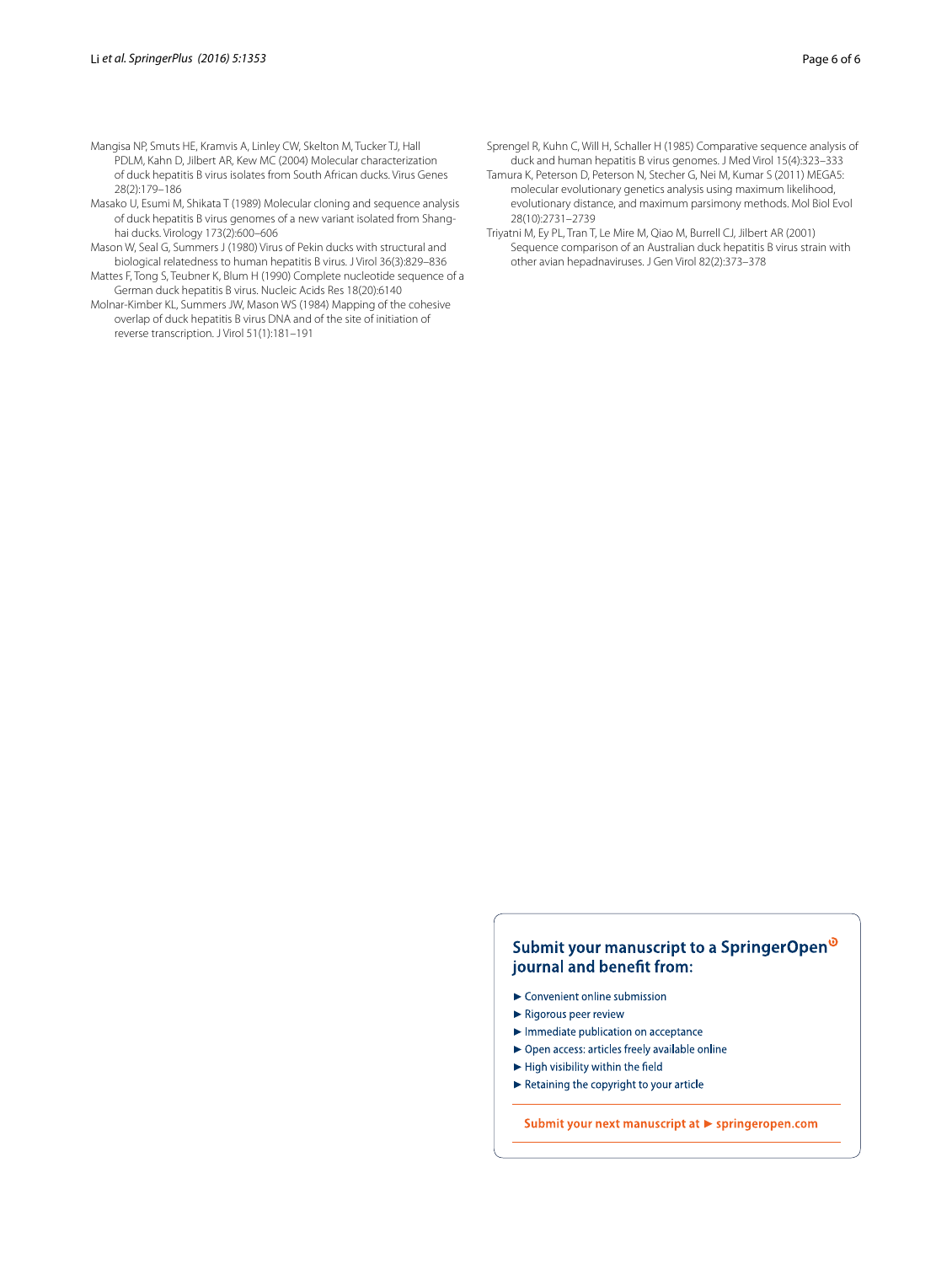Mangisa NP, Smuts HE, Kramvis A, Linley CW, Skelton M, Tucker TJ, Hall PDLM, Kahn D, Jilbert AR, Kew MC (2004) Molecular characterization of duck hepatitis B virus isolates from South African ducks. Virus Genes 28(2):179–186

Masako U, Esumi M, Shikata T (1989) Molecular cloning and sequence analysis of duck hepatitis B virus genomes of a new variant isolated from Shanghai ducks. Virology 173(2):600–606

Mason W, Seal G, Summers J (1980) Virus of Pekin ducks with structural and biological relatedness to human hepatitis B virus. J Virol 36(3):829–836

Mattes F, Tong S, Teubner K, Blum H (1990) Complete nucleotide sequence of a German duck hepatitis B virus. Nucleic Acids Res 18(20):6140

Molnar-Kimber KL, Summers JW, Mason WS (1984) Mapping of the cohesive overlap of duck hepatitis B virus DNA and of the site of initiation of reverse transcription. J Virol 51(1):181–191

Sprengel R, Kuhn C, Will H, Schaller H (1985) Comparative sequence analysis of duck and human hepatitis B virus genomes. J Med Virol 15(4):323–333

Tamura K, Peterson D, Peterson N, Stecher G, Nei M, Kumar S (2011) MEGA5: molecular evolutionary genetics analysis using maximum likelihood, evolutionary distance, and maximum parsimony methods. Mol Biol Evol 28(10):2731–2739

Triyatni M, Ey PL, Tran T, Le Mire M, Qiao M, Burrell CJ, Jilbert AR (2001) Sequence comparison of an Australian duck hepatitis B virus strain with other avian hepadnaviruses. J Gen Virol 82(2):373–378

**Submit your manuscript to a SpringerOpen journal and benefit from:**

- ► Convenient online submission
- ► Rigorous peer review
- ► Immediate publication on acceptance
- ► Open access: articles freely available online
- ► High visibility within the field
- ► Retaining the copyright to your article

**Submit your next manuscript at ► springeropen.com**